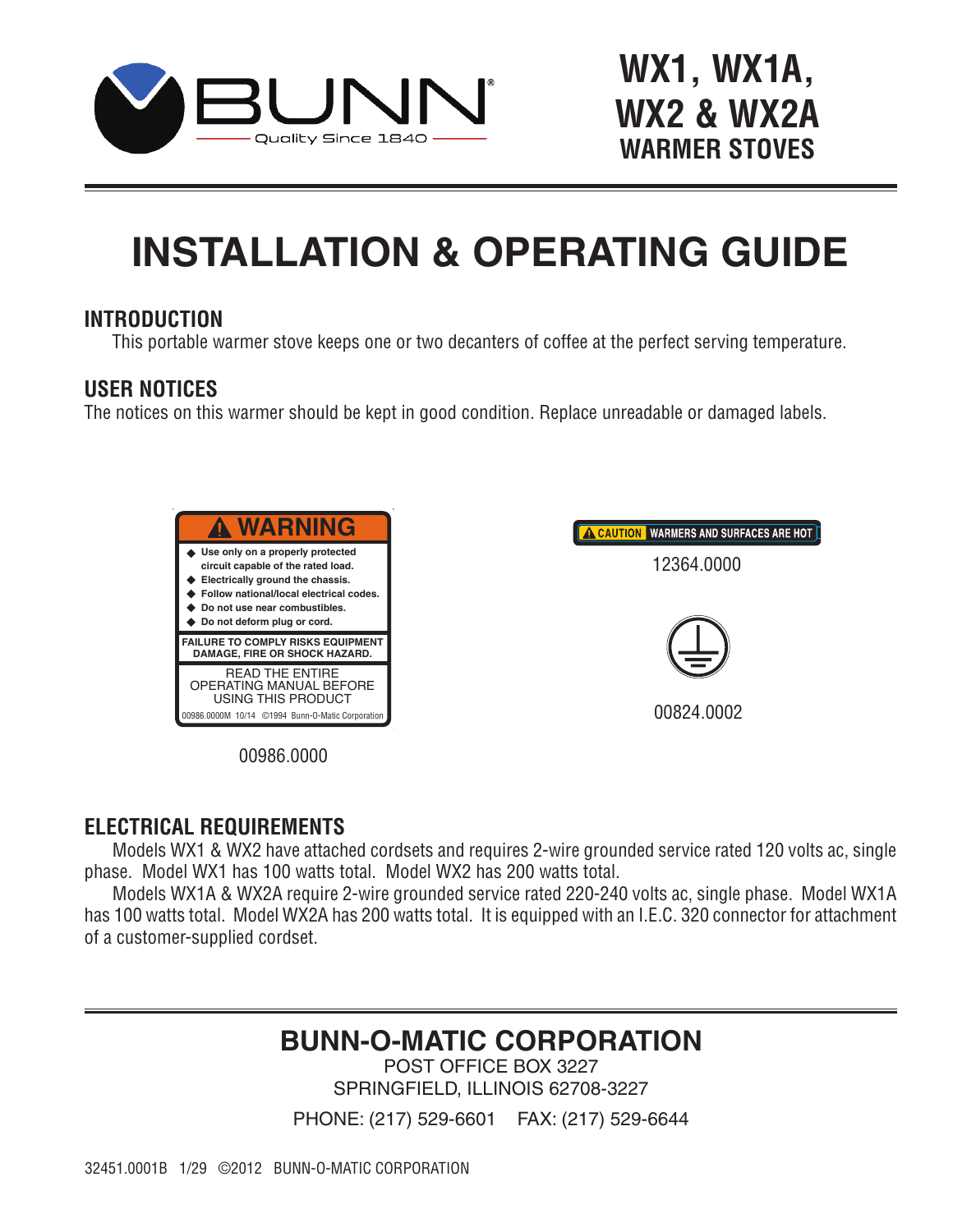BUNN®
Quality Since 1840

# WX1, WX1A, WX2 & WX2A
## WARMER STOVES

# INSTALLATION & OPERATING GUIDE

## INTRODUCTION

This portable warmer stove keeps one or two decanters of coffee at the perfect serving temperature.

## USER NOTICES

The notices on this warmer should be kept in good condition. Replace unreadable or damaged labels.

**⚠ WARNING**

- Use only on a properly protected circuit capable of the rated load.
- Electrically ground the chassis.
- Follow national/local electrical codes.
- Do not use near combustibles.
- Do not deform plug or cord.

FAILURE TO COMPLY RISKS EQUIPMENT DAMAGE, FIRE OR SHOCK HAZARD.

READ THE ENTIRE OPERATING MANUAL BEFORE USING THIS PRODUCT

00986.0000M 10/14 ©1994 Bunn-O-Matic Corporation

00986.0000

**⚠ CAUTION** WARMERS AND SURFACES ARE HOT

12364.0000

00824.0002

## ELECTRICAL REQUIREMENTS

Models WX1 & WX2 have attached cordsets and requires 2-wire grounded service rated 120 volts ac, single phase. Model WX1 has 100 watts total. Model WX2 has 200 watts total.

Models WX1A & WX2A require 2-wire grounded service rated 220-240 volts ac, single phase. Model WX1A has 100 watts total. Model WX2A has 200 watts total. It is equipped with an I.E.C. 320 connector for attachment of a customer-supplied cordset.

**BUNN-O-MATIC CORPORATION**
POST OFFICE BOX 3227
SPRINGFIELD, ILLINOIS 62708-3227
PHONE: (217) 529-6601 FAX: (217) 529-6644

32451.0001B 1/29 ©2012 BUNN-O-MATIC CORPORATION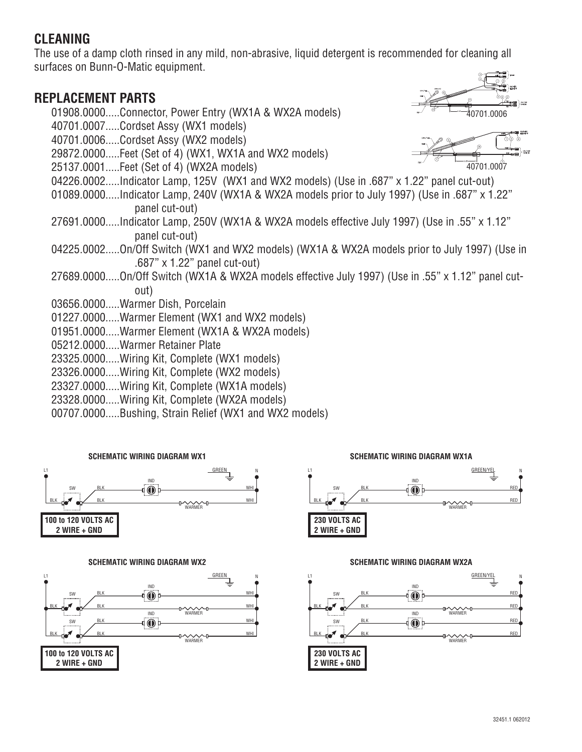## CLEANING

The use of a damp cloth rinsed in any mild, non-abrasive, liquid detergent is recommended for cleaning all surfaces on Bunn-O-Matic equipment.

## REPLACEMENT PARTS

01908.0000.....Connector, Power Entry (WX1A & WX2A models)
40701.0007.....Cordset Assy (WX1 models)
40701.0006.....Cordset Assy (WX2 models)
29872.0000.....Feet (Set of 4) (WX1, WX1A and WX2 models)
25137.0001.....Feet (Set of 4) (WX2A models)
04226.0002.....Indicator Lamp, 125V (WX1 and WX2 models) (Use in .687" x 1.22" panel cut-out)
01089.0000.....Indicator Lamp, 240V (WX1A & WX2A models prior to July 1997) (Use in .687" x 1.22" panel cut-out)
27691.0000.....Indicator Lamp, 250V (WX1A & WX2A models effective July 1997) (Use in .55" x 1.12" panel cut-out)
04225.0002.....On/Off Switch (WX1 and WX2 models) (WX1A & WX2A models prior to July 1997) (Use in .687" x 1.22" panel cut-out)
27689.0000.....On/Off Switch (WX1A & WX2A models effective July 1997) (Use in .55" x 1.12" panel cut-out)
03656.0000.....Warmer Dish, Porcelain
01227.0000.....Warmer Element (WX1 and WX2 models)
01951.0000.....Warmer Element (WX1A & WX2A models)
05212.0000.....Warmer Retainer Plate
23325.0000.....Wiring Kit, Complete (WX1 models)
23326.0000.....Wiring Kit, Complete (WX2 models)
23327.0000.....Wiring Kit, Complete (WX1A models)
23328.0000.....Wiring Kit, Complete (WX2A models)
00707.0000.....Bushing, Strain Relief (WX1 and WX2 models)

40701.0006

40701.0007

**SCHEMATIC WIRING DIAGRAM WX1**

L1, N, GREEN, SW, BLK, IND, WHI, WARMER

**100 to 120 VOLTS AC**
**2 WIRE + GND**

**SCHEMATIC WIRING DIAGRAM WX1A**

L1, N, GREEN/YEL, SW, BLK, IND, RED, WARMER

**230 VOLTS AC**
**2 WIRE + GND**

**SCHEMATIC WIRING DIAGRAM WX2**

L1, N, GREEN, SW, BLK, IND, WHI, WARMER

**100 to 120 VOLTS AC**
**2 WIRE + GND**

**SCHEMATIC WIRING DIAGRAM WX2A**

L1, N, GREEN/YEL, SW, BLK, IND, RED, WARMER

**230 VOLTS AC**
**2 WIRE + GND**

32451.1 062012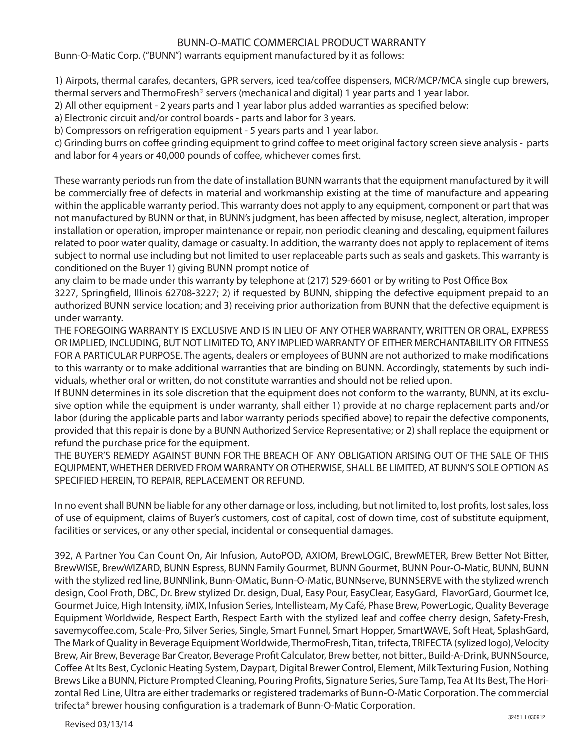# BUNN-O-MATIC COMMERCIAL PRODUCT WARRANTY

Bunn-O-Matic Corp. ("BUNN") warrants equipment manufactured by it as follows:

1) Airpots, thermal carafes, decanters, GPR servers, iced tea/coffee dispensers, MCR/MCP/MCA single cup brewers, thermal servers and ThermoFresh® servers (mechanical and digital) 1 year parts and 1 year labor.
2) All other equipment - 2 years parts and 1 year labor plus added warranties as specified below:
a) Electronic circuit and/or control boards - parts and labor for 3 years.
b) Compressors on refrigeration equipment - 5 years parts and 1 year labor.
c) Grinding burrs on coffee grinding equipment to grind coffee to meet original factory screen sieve analysis - parts and labor for 4 years or 40,000 pounds of coffee, whichever comes first.

These warranty periods run from the date of installation BUNN warrants that the equipment manufactured by it will be commercially free of defects in material and workmanship existing at the time of manufacture and appearing within the applicable warranty period. This warranty does not apply to any equipment, component or part that was not manufactured by BUNN or that, in BUNN's judgment, has been affected by misuse, neglect, alteration, improper installation or operation, improper maintenance or repair, non periodic cleaning and descaling, equipment failures related to poor water quality, damage or casualty. In addition, the warranty does not apply to replacement of items subject to normal use including but not limited to user replaceable parts such as seals and gaskets. This warranty is conditioned on the Buyer 1) giving BUNN prompt notice of any claim to be made under this warranty by telephone at (217) 529-6601 or by writing to Post Office Box 3227, Springfield, Illinois 62708-3227; 2) if requested by BUNN, shipping the defective equipment prepaid to an authorized BUNN service location; and 3) receiving prior authorization from BUNN that the defective equipment is under warranty.

THE FOREGOING WARRANTY IS EXCLUSIVE AND IS IN LIEU OF ANY OTHER WARRANTY, WRITTEN OR ORAL, EXPRESS OR IMPLIED, INCLUDING, BUT NOT LIMITED TO, ANY IMPLIED WARRANTY OF EITHER MERCHANTABILITY OR FITNESS FOR A PARTICULAR PURPOSE. The agents, dealers or employees of BUNN are not authorized to make modifications to this warranty or to make additional warranties that are binding on BUNN. Accordingly, statements by such individuals, whether oral or written, do not constitute warranties and should not be relied upon.

If BUNN determines in its sole discretion that the equipment does not conform to the warranty, BUNN, at its exclusive option while the equipment is under warranty, shall either 1) provide at no charge replacement parts and/or labor (during the applicable parts and labor warranty periods specified above) to repair the defective components, provided that this repair is done by a BUNN Authorized Service Representative; or 2) shall replace the equipment or refund the purchase price for the equipment.

THE BUYER'S REMEDY AGAINST BUNN FOR THE BREACH OF ANY OBLIGATION ARISING OUT OF THE SALE OF THIS EQUIPMENT, WHETHER DERIVED FROM WARRANTY OR OTHERWISE, SHALL BE LIMITED, AT BUNN'S SOLE OPTION AS SPECIFIED HEREIN, TO REPAIR, REPLACEMENT OR REFUND.

In no event shall BUNN be liable for any other damage or loss, including, but not limited to, lost profits, lost sales, loss of use of equipment, claims of Buyer's customers, cost of capital, cost of down time, cost of substitute equipment, facilities or services, or any other special, incidental or consequential damages.

392, A Partner You Can Count On, Air Infusion, AutoPOD, AXIOM, BrewLOGIC, BrewMETER, Brew Better Not Bitter, BrewWISE, BrewWIZARD, BUNN Espress, BUNN Family Gourmet, BUNN Gourmet, BUNN Pour-O-Matic, BUNN, BUNN with the stylized red line, BUNNlink, Bunn-OMatic, Bunn-O-Matic, BUNNserve, BUNNSERVE with the stylized wrench design, Cool Froth, DBC, Dr. Brew stylized Dr. design, Dual, Easy Pour, EasyClear, EasyGard, FlavorGard, Gourmet Ice, Gourmet Juice, High Intensity, iMIX, Infusion Series, Intellisteam, My Café, Phase Brew, PowerLogic, Quality Beverage Equipment Worldwide, Respect Earth, Respect Earth with the stylized leaf and coffee cherry design, Safety-Fresh, savemycoffee.com, Scale-Pro, Silver Series, Single, Smart Funnel, Smart Hopper, SmartWAVE, Soft Heat, SplashGard, The Mark of Quality in Beverage Equipment Worldwide, ThermoFresh, Titan, trifecta, TRIFECTA (sylized logo), Velocity Brew, Air Brew, Beverage Bar Creator, Beverage Profit Calculator, Brew better, not bitter., Build-A-Drink, BUNNSource, Coffee At Its Best, Cyclonic Heating System, Daypart, Digital Brewer Control, Element, Milk Texturing Fusion, Nothing Brews Like a BUNN, Picture Prompted Cleaning, Pouring Profits, Signature Series, Sure Tamp, Tea At Its Best, The Horizontal Red Line, Ultra are either trademarks or registered trademarks of Bunn-O-Matic Corporation. The commercial trifecta® brewer housing configuration is a trademark of Bunn-O-Matic Corporation.

Revised 03/13/14

32451.1 030912